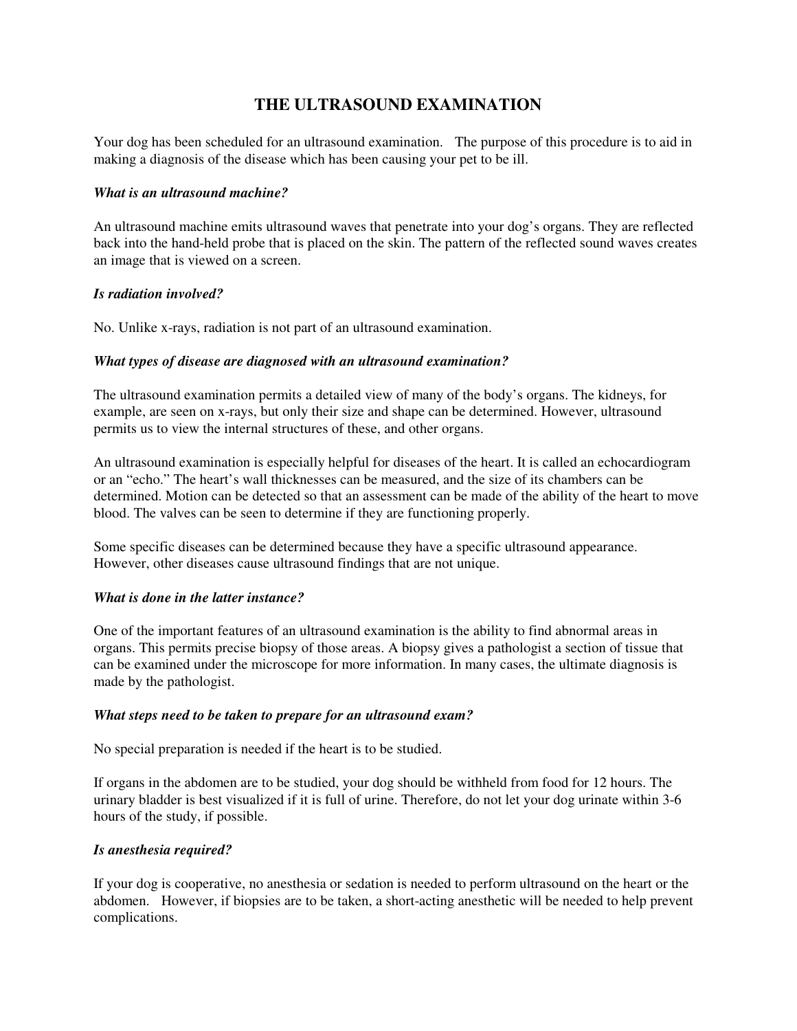# THE ULTRASOUND EXAMINATION

Your dog has been scheduled for an ultrasound examination. The purpose of this procedure is to aid in making a diagnosis of the disease which has been causing your pet to be ill.

***What is an ultrasound machine?***

An ultrasound machine emits ultrasound waves that penetrate into your dog's organs. They are reflected back into the hand-held probe that is placed on the skin. The pattern of the reflected sound waves creates an image that is viewed on a screen.

***Is radiation involved?***

No. Unlike x-rays, radiation is not part of an ultrasound examination.

***What types of disease are diagnosed with an ultrasound examination?***

The ultrasound examination permits a detailed view of many of the body's organs. The kidneys, for example, are seen on x-rays, but only their size and shape can be determined. However, ultrasound permits us to view the internal structures of these, and other organs.

An ultrasound examination is especially helpful for diseases of the heart. It is called an echocardiogram or an "echo." The heart's wall thicknesses can be measured, and the size of its chambers can be determined. Motion can be detected so that an assessment can be made of the ability of the heart to move blood. The valves can be seen to determine if they are functioning properly.

Some specific diseases can be determined because they have a specific ultrasound appearance. However, other diseases cause ultrasound findings that are not unique.

***What is done in the latter instance?***

One of the important features of an ultrasound examination is the ability to find abnormal areas in organs. This permits precise biopsy of those areas. A biopsy gives a pathologist a section of tissue that can be examined under the microscope for more information. In many cases, the ultimate diagnosis is made by the pathologist.

***What steps need to be taken to prepare for an ultrasound exam?***

No special preparation is needed if the heart is to be studied.

If organs in the abdomen are to be studied, your dog should be withheld from food for 12 hours. The urinary bladder is best visualized if it is full of urine. Therefore, do not let your dog urinate within 3-6 hours of the study, if possible.

***Is anesthesia required?***

If your dog is cooperative, no anesthesia or sedation is needed to perform ultrasound on the heart or the abdomen. However, if biopsies are to be taken, a short-acting anesthetic will be needed to help prevent complications.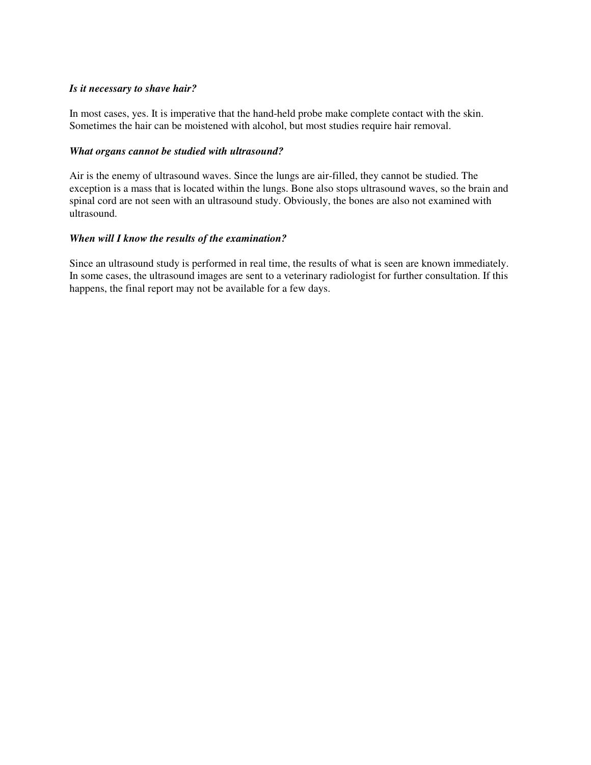***Is it necessary to shave hair?***

In most cases, yes. It is imperative that the hand-held probe make complete contact with the skin. Sometimes the hair can be moistened with alcohol, but most studies require hair removal.

***What organs cannot be studied with ultrasound?***

Air is the enemy of ultrasound waves. Since the lungs are air-filled, they cannot be studied. The exception is a mass that is located within the lungs. Bone also stops ultrasound waves, so the brain and spinal cord are not seen with an ultrasound study. Obviously, the bones are also not examined with ultrasound.

***When will I know the results of the examination?***

Since an ultrasound study is performed in real time, the results of what is seen are known immediately. In some cases, the ultrasound images are sent to a veterinary radiologist for further consultation. If this happens, the final report may not be available for a few days.